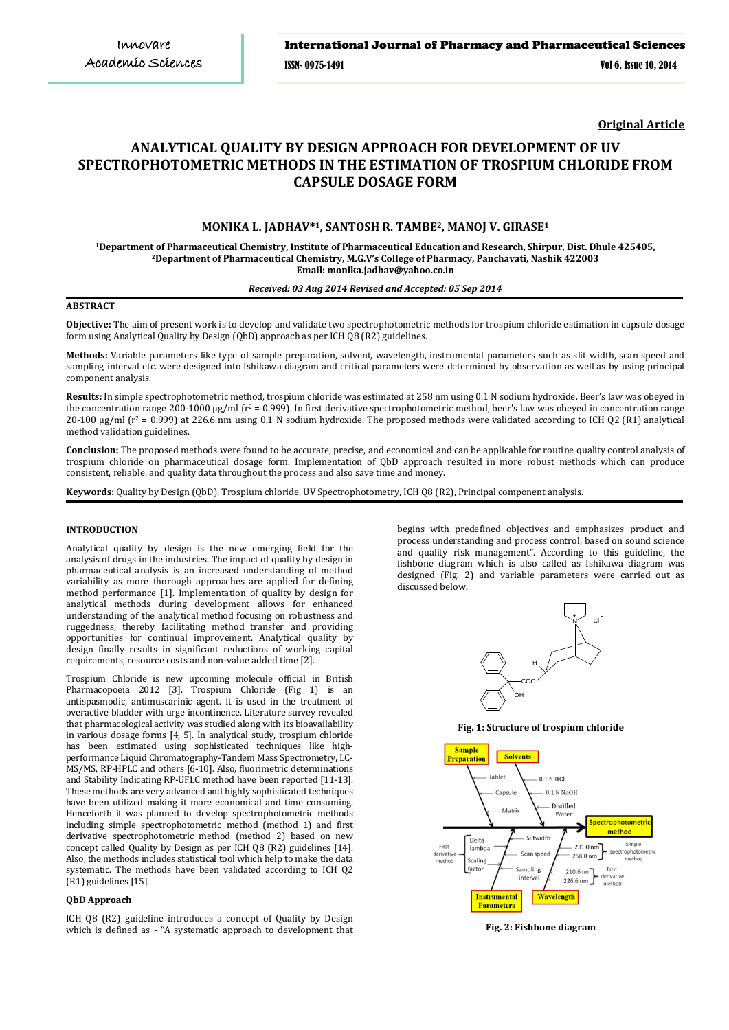**Original Article**

# ANALYTICAL QUALITY BY DESIGN APPROACH FOR DEVELOPMENT OF UV SPECTROPHOTOMETRIC METHODS IN THE ESTIMATION OF TROSPIUM CHLORIDE FROM CAPSULE DOSAGE FORM

**MONIKA L. JADHAV*[1], SANTOSH R. TAMBE[2], MANOJ V. GIRASE[1]**

[1]Department of Pharmaceutical Chemistry, Institute of Pharmaceutical Education and Research, Shirpur, Dist. Dhule 425405,
[2]Department of Pharmaceutical Chemistry, M.G.V's College of Pharmacy, Panchavati, Nashik 422003
Email: monika.jadhav@yahoo.co.in

*Received: 03 Aug 2014 Revised and Accepted: 05 Sep 2014*

## ABSTRACT

**Objective:** The aim of present work is to develop and validate two spectrophotometric methods for trospium chloride estimation in capsule dosage form using Analytical Quality by Design (QbD) approach as per ICH Q8 (R2) guidelines.

**Methods:** Variable parameters like type of sample preparation, solvent, wavelength, instrumental parameters such as slit width, scan speed and sampling interval etc. were designed into Ishikawa diagram and critical parameters were determined by observation as well as by using principal component analysis.

**Results:** In simple spectrophotometric method, trospium chloride was estimated at 258 nm using 0.1 N sodium hydroxide. Beer's law was obeyed in the concentration range 200-1000 µg/ml ($r^2$ = 0.999). In first derivative spectrophotometric method, beer's law was obeyed in concentration range 20-100 µg/ml ($r^2$ = 0.999) at 226.6 nm using 0.1 N sodium hydroxide. The proposed methods were validated according to ICH Q2 (R1) analytical method validation guidelines.

**Conclusion:** The proposed methods were found to be accurate, precise, and economical and can be applicable for routine quality control analysis of trospium chloride on pharmaceutical dosage form. Implementation of QbD approach resulted in more robust methods which can produce consistent, reliable, and quality data throughout the process and also save time and money.

**Keywords:** Quality by Design (QbD), Trospium chloride, UV Spectrophotometry, ICH Q8 (R2), Principal component analysis.

## INTRODUCTION

Analytical quality by design is the new emerging field for the analysis of drugs in the industries. The impact of quality by design in pharmaceutical analysis is an increased understanding of method variability as more thorough approaches are applied for defining method performance [1]. Implementation of quality by design for analytical methods during development allows for enhanced understanding of the analytical method focusing on robustness and ruggedness, thereby facilitating method transfer and providing opportunities for continual improvement. Analytical quality by design finally results in significant reductions of working capital requirements, resource costs and non-value added time [2].

Trospium Chloride is new upcoming molecule official in British Pharmacopoeia 2012 [3]. Trospium Chloride (Fig 1) is an antispasmodic, antimuscarinic agent. It is used in the treatment of overactive bladder with urge incontinence. Literature survey revealed that pharmacological activity was studied along with its bioavailability in various dosage forms [4, 5]. In analytical study, trospium chloride has been estimated using sophisticated techniques like high-performance Liquid Chromatography-Tandem Mass Spectrometry, LC-MS/MS, RP-HPLC and others [6-10]. Also, fluorimetric determinations and Stability Indicating RP-UFLC method have been reported [11-13]. These methods are very advanced and highly sophisticated techniques have been utilized making it more economical and time consuming. Henceforth it was planned to develop spectrophotometric methods including simple spectrophotometric method (method 1) and first derivative spectrophotometric method (method 2) based on new concept called Quality by Design as per ICH Q8 (R2) guidelines [14]. Also, the methods includes statistical tool which help to make the data systematic. The methods have been validated according to ICH Q2 (R1) guidelines [15].

### QbD Approach

ICH Q8 (R2) guideline introduces a concept of Quality by Design which is defined as - "A systematic approach to development that begins with predefined objectives and emphasizes product and process understanding and process control, based on sound science and quality risk management". According to this guideline, the fishbone diagram which is also called as Ishikawa diagram was designed (Fig. 2) and variable parameters were carried out as discussed below.

**Fig. 1: Structure of trospium chloride**

**Fig. 2: Fishbone diagram**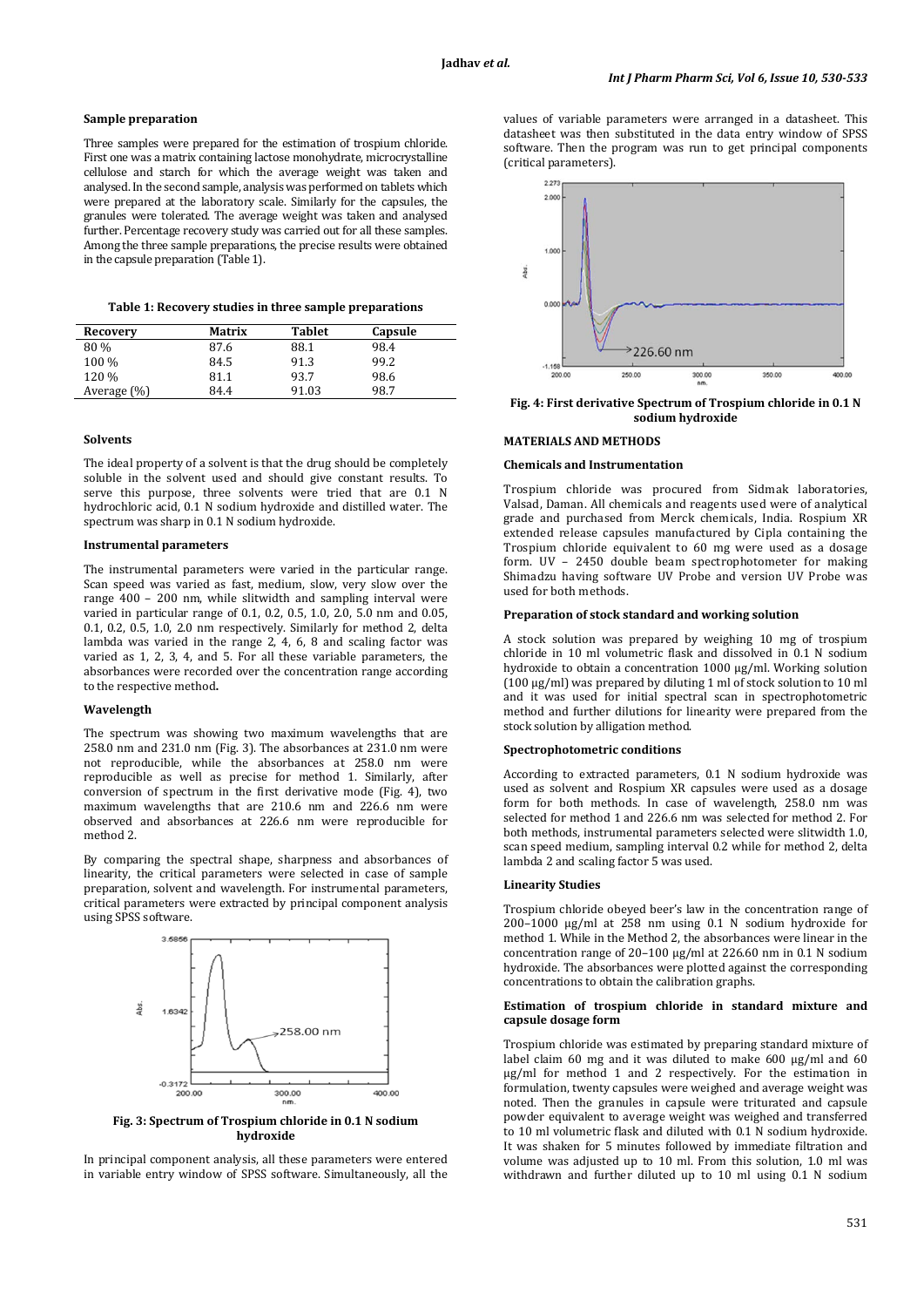### Sample preparation

Three samples were prepared for the estimation of trospium chloride. First one was a matrix containing lactose monohydrate, microcrystalline cellulose and starch for which the average weight was taken and analysed. In the second sample, analysis was performed on tablets which were prepared at the laboratory scale. Similarly for the capsules, the granules were tolerated. The average weight was taken and analysed further. Percentage recovery study was carried out for all these samples. Among the three sample preparations, the precise results were obtained in the capsule preparation (Table 1).

**Table 1: Recovery studies in three sample preparations**

| Recovery | Matrix | Tablet | Capsule |
|---|---|---|---|
| 80 % | 87.6 | 88.1 | 98.4 |
| 100 % | 84.5 | 91.3 | 99.2 |
| 120 % | 81.1 | 93.7 | 98.6 |
| Average (%) | 84.4 | 91.03 | 98.7 |

### Solvents

The ideal property of a solvent is that the drug should be completely soluble in the solvent used and should give constant results. To serve this purpose, three solvents were tried that are 0.1 N hydrochloric acid, 0.1 N sodium hydroxide and distilled water. The spectrum was sharp in 0.1 N sodium hydroxide.

### Instrumental parameters

The instrumental parameters were varied in the particular range. Scan speed was varied as fast, medium, slow, very slow over the range 400 – 200 nm, while slitwidth and sampling interval were varied in particular range of 0.1, 0.2, 0.5, 1.0, 2.0, 5.0 nm and 0.05, 0.1, 0.2, 0.5, 1.0, 2.0 nm respectively. Similarly for method 2, delta lambda was varied in the range 2, 4, 6, 8 and scaling factor was varied as 1, 2, 3, 4, and 5. For all these variable parameters, the absorbances were recorded over the concentration range according to the respective method**.**

### Wavelength

The spectrum was showing two maximum wavelengths that are 258.0 nm and 231.0 nm (Fig. 3). The absorbances at 231.0 nm were not reproducible, while the absorbances at 258.0 nm were reproducible as well as precise for method 1. Similarly, after conversion of spectrum in the first derivative mode (Fig. 4), two maximum wavelengths that are 210.6 nm and 226.6 nm were observed and absorbances at 226.6 nm were reproducible for method 2.

By comparing the spectral shape, sharpness and absorbances of linearity, the critical parameters were selected in case of sample preparation, solvent and wavelength. For instrumental parameters, critical parameters were extracted by principal component analysis using SPSS software.

**Fig. 3: Spectrum of Trospium chloride in 0.1 N sodium hydroxide**

In principal component analysis, all these parameters were entered in variable entry window of SPSS software. Simultaneously, all the values of variable parameters were arranged in a datasheet. This datasheet was then substituted in the data entry window of SPSS software. Then the program was run to get principal components (critical parameters).

**Fig. 4: First derivative Spectrum of Trospium chloride in 0.1 N sodium hydroxide**

## MATERIALS AND METHODS

### Chemicals and Instrumentation

Trospium chloride was procured from Sidmak laboratories, Valsad, Daman. All chemicals and reagents used were of analytical grade and purchased from Merck chemicals, India. Rospium XR extended release capsules manufactured by Cipla containing the Trospium chloride equivalent to 60 mg were used as a dosage form. UV – 2450 double beam spectrophotometer for making Shimadzu having software UV Probe and version UV Probe was used for both methods.

### Preparation of stock standard and working solution

A stock solution was prepared by weighing 10 mg of trospium chloride in 10 ml volumetric flask and dissolved in 0.1 N sodium hydroxide to obtain a concentration 1000 μg/ml. Working solution (100 μg/ml) was prepared by diluting 1 ml of stock solution to 10 ml and it was used for initial spectral scan in spectrophotometric method and further dilutions for linearity were prepared from the stock solution by alligation method.

### Spectrophotometric conditions

According to extracted parameters, 0.1 N sodium hydroxide was used as solvent and Rospium XR capsules were used as a dosage form for both methods. In case of wavelength, 258.0 nm was selected for method 1 and 226.6 nm was selected for method 2. For both methods, instrumental parameters selected were slitwidth 1.0, scan speed medium, sampling interval 0.2 while for method 2, delta lambda 2 and scaling factor 5 was used.

### Linearity Studies

Trospium chloride obeyed beer's law in the concentration range of 200–1000 μg/ml at 258 nm using 0.1 N sodium hydroxide for method 1. While in the Method 2, the absorbances were linear in the concentration range of 20–100 μg/ml at 226.60 nm in 0.1 N sodium hydroxide. The absorbances were plotted against the corresponding concentrations to obtain the calibration graphs.

### Estimation of trospium chloride in standard mixture and capsule dosage form

Trospium chloride was estimated by preparing standard mixture of label claim 60 mg and it was diluted to make 600 μg/ml and 60 μg/ml for method 1 and 2 respectively. For the estimation in formulation, twenty capsules were weighed and average weight was noted. Then the granules in capsule were triturated and capsule powder equivalent to average weight was weighed and transferred to 10 ml volumetric flask and diluted with 0.1 N sodium hydroxide. It was shaken for 5 minutes followed by immediate filtration and volume was adjusted up to 10 ml. From this solution, 1.0 ml was withdrawn and further diluted up to 10 ml using 0.1 N sodium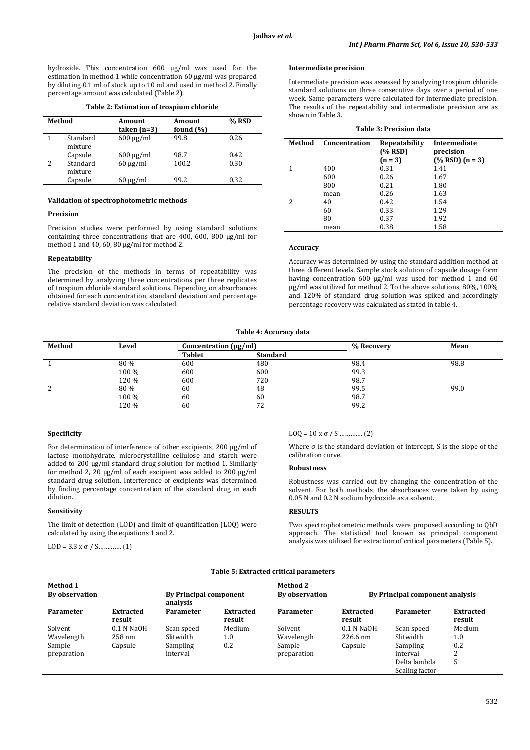hydroxide. This concentration 600 μg/ml was used for the estimation in method 1 while concentration 60 μg/ml was prepared by diluting 0.1 ml of stock up to 10 ml and used in method 2. Finally percentage amount was calculated (Table 2).

**Table 2: Estimation of trospium chloride**

| Method | | Amount taken (n=3) | Amount found (%) | % RSD |
|---|---|---|---|---|
| 1 | Standard mixture | 600 μg/ml | 99.8 | 0.26 |
| | Capsule | 600 μg/ml | 98.7 | 0.42 |
| 2 | Standard mixture | 60 μg/ml | 100.2 | 0.30 |
| | Capsule | 60 μg/ml | 99.2 | 0.32 |

#### Validation of spectrophotometric methods

#### Precision

Precision studies were performed by using standard solutions containing three concentrations that are 400, 600, 800 μg/ml for method 1 and 40, 60, 80 μg/ml for method 2.

#### Repeatability

The precision of the methods in terms of repeatability was determined by analyzing three concentrations per three replicates of trospium chloride standard solutions. Depending on absorbances obtained for each concentration, standard deviation and percentage relative standard deviation was calculated.

#### Intermediate precision

Intermediate precision was assessed by analyzing trospium chloride standard solutions on three consecutive days over a period of one week. Same parameters were calculated for intermediate precision. The results of the repeatability and intermediate precision are as shown in Table 3.

**Table 3: Precision data**

| Method | Concentration | Repeatability (% RSD) (n = 3) | Intermediate precision (% RSD) (n = 3) |
|---|---|---|---|
| 1 | 400 | 0.31 | 1.41 |
| | 600 | 0.26 | 1.67 |
| | 800 | 0.21 | 1.80 |
| | mean | 0.26 | 1.63 |
| 2 | 40 | 0.42 | 1.54 |
| | 60 | 0.33 | 1.29 |
| | 80 | 0.37 | 1.92 |
| | mean | 0.38 | 1.58 |

#### Accuracy

Accuracy was determined by using the standard addition method at three different levels. Sample stock solution of capsule dosage form having concentration 600 μg/ml was used for method 1 and 60 μg/ml was utilized for method 2. To the above solutions, 80%, 100% and 120% of standard drug solution was spiked and accordingly percentage recovery was calculated as stated in table 4.

**Table 4: Accuracy data**

| Method | Level | Concentration (μg/ml) | | % Recovery | Mean |
|---|---|---|---|---|---|
| | | Tablet | Standard | | |
| 1 | 80 % | 600 | 480 | 98.4 | 98.8 |
| | 100 % | 600 | 600 | 99.3 | |
| | 120 % | 600 | 720 | 98.7 | |
| 2 | 80 % | 60 | 48 | 99.5 | 99.0 |
| | 100 % | 60 | 60 | 98.7 | |
| | 120 % | 60 | 72 | 99.2 | |

#### Specificity

For determination of interference of other excipients, 200 μg/ml of lactose monohydrate, microcrystalline cellulose and starch were added to 200 μg/ml standard drug solution for method 1. Similarly for method 2, 20 μg/ml of each excipient was added to 200 μg/ml standard drug solution. Interference of excipients was determined by finding percentage concentration of the standard drug in each dilution.

#### Sensitivity

The limit of detection (LOD) and limit of quantification (LOQ) were calculated by using the equations 1 and 2.

$LOD = 3.3 \times \sigma / S$………… (1)

$LOQ = 10 \times \sigma / S$ ………… (2)

Where σ is the standard deviation of intercept, S is the slope of the calibration curve.

#### Robustness

Robustness was carried out by changing the concentration of the solvent. For both methods, the absorbances were taken by using 0.05 N and 0.2 N sodium hydroxide as a solvent.

### RESULTS

Two spectrophotometric methods were proposed according to QbD approach. The statistical tool known as principal component analysis was utilized for extraction of critical parameters (Table 5).

**Table 5: Extracted critical parameters**

| Method 1 | | | | Method 2 | | | |
|---|---|---|---|---|---|---|---|
| By observation | | By Principal component analysis | | By observation | | By Principal component analysis | |
| Parameter | Extracted result | Parameter | Extracted result | Parameter | Extracted result | Parameter | Extracted result |
| Solvent | 0.1 N NaOH | Scan speed | Medium | Solvent | 0.1 N NaOH | Scan speed | Medium |
| Wavelength | 258 nm | Slitwidth | 1.0 | Wavelength | 226.6 nm | Slitwidth | 1.0 |
| Sample preparation | Capsule | Sampling interval | 0.2 | Sample preparation | Capsule | Sampling interval | 0.2 |
| | | | | | | Delta lambda | 2 |
| | | | | | | Scaling factor | 5 |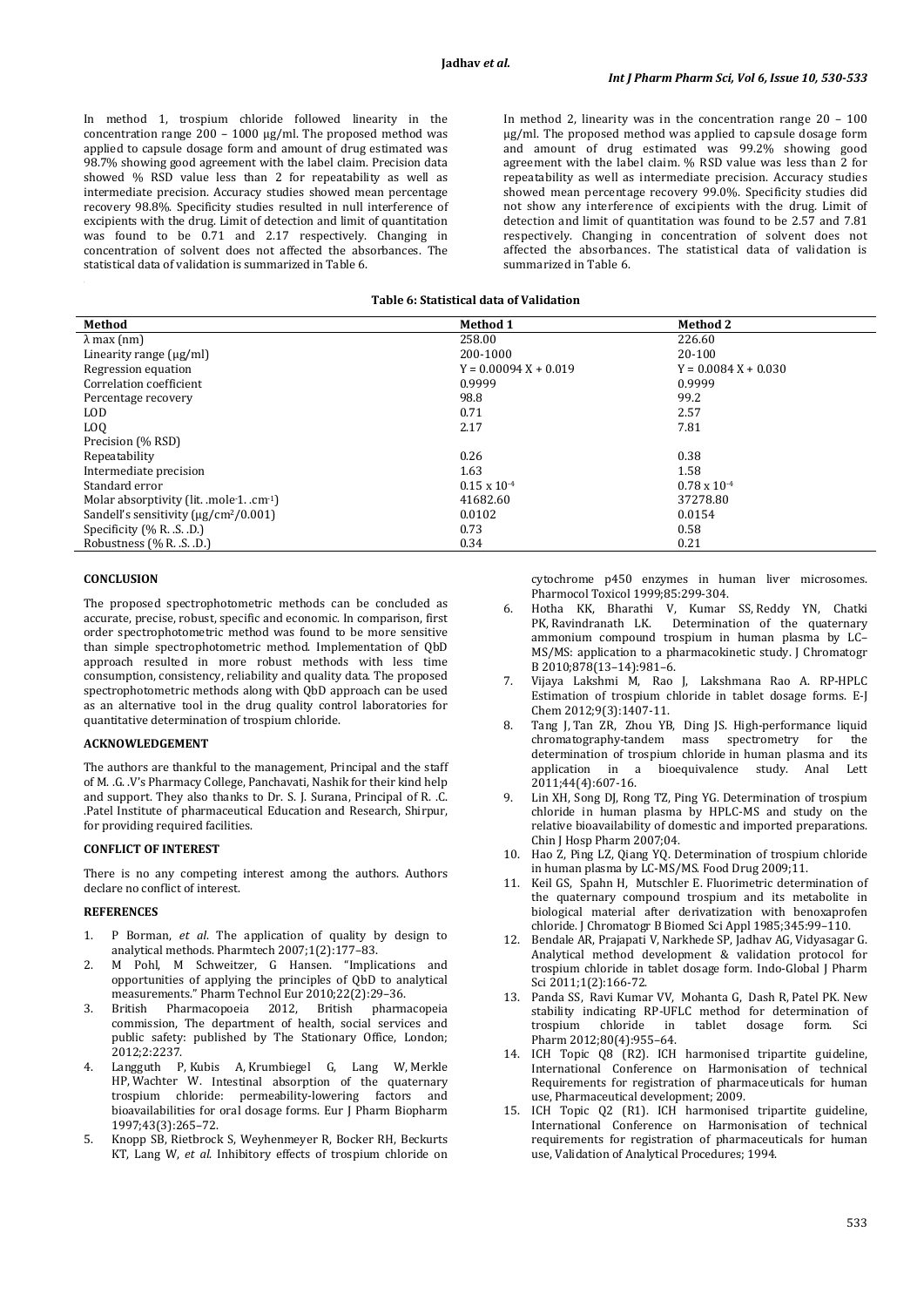In method 1, trospium chloride followed linearity in the concentration range 200 – 1000 µg/ml. The proposed method was applied to capsule dosage form and amount of drug estimated was 98.7% showing good agreement with the label claim. Precision data showed % RSD value less than 2 for repeatability as well as intermediate precision. Accuracy studies showed mean percentage recovery 98.8%. Specificity studies resulted in null interference of excipients with the drug. Limit of detection and limit of quantitation was found to be 0.71 and 2.17 respectively. Changing in concentration of solvent does not affected the absorbances. The statistical data of validation is summarized in Table 6.

In method 2, linearity was in the concentration range 20 – 100 µg/ml. The proposed method was applied to capsule dosage form and amount of drug estimated was 99.2% showing good agreement with the label claim. % RSD value was less than 2 for repeatability as well as intermediate precision. Accuracy studies showed mean percentage recovery 99.0%. Specificity studies did not show any interference of excipients with the drug. Limit of detection and limit of quantitation was found to be 2.57 and 7.81 respectively. Changing in concentration of solvent does not affected the absorbances. The statistical data of validation is summarized in Table 6.

**Table 6: Statistical data of Validation**

| Method | Method 1 | Method 2 |
|---|---|---|
| λ max (nm) | 258.00 | 226.60 |
| Linearity range (µg/ml) | 200-1000 | 20-100 |
| Regression equation | Y = 0.00094 X + 0.019 | Y = 0.0084 X + 0.030 |
| Correlation coefficient | 0.9999 | 0.9999 |
| Percentage recovery | 98.8 | 99.2 |
| LOD | 0.71 | 2.57 |
| LOQ | 2.17 | 7.81 |
| Precision (% RSD) | | |
| Repeatability | 0.26 | 0.38 |
| Intermediate precision | 1.63 | 1.58 |
| Standard error | $0.15 \times 10^{-4}$ | $0.78 \times 10^{-4}$ |
| Molar absorptivity (lit. .mole$^{-1}$. .cm$^{-1}$) | 41682.60 | 37278.80 |
| Sandell's sensitivity (µg/cm$^2$/0.001) | 0.0102 | 0.0154 |
| Specificity (% R. .S. .D.) | 0.73 | 0.58 |
| Robustness (% R. .S. .D.) | 0.34 | 0.21 |

## CONCLUSION

The proposed spectrophotometric methods can be concluded as accurate, precise, robust, specific and economic. In comparison, first order spectrophotometric method was found to be more sensitive than simple spectrophotometric method. Implementation of QbD approach resulted in more robust methods with less time consumption, consistency, reliability and quality data. The proposed spectrophotometric methods along with QbD approach can be used as an alternative tool in the drug quality control laboratories for quantitative determination of trospium chloride.

## ACKNOWLEDGEMENT

The authors are thankful to the management, Principal and the staff of M. .G. .V's Pharmacy College, Panchavati, Nashik for their kind help and support. They also thanks to Dr. S. J. Surana, Principal of R. .C. .Patel Institute of pharmaceutical Education and Research, Shirpur, for providing required facilities.

## CONFLICT OF INTEREST

There is no any competing interest among the authors. Authors declare no conflict of interest.

## REFERENCES

1. P Borman, *et al*. The application of quality by design to analytical methods. Pharmtech 2007;1(2):177–83.
2. M Pohl, M Schweitzer, G Hansen. "Implications and opportunities of applying the principles of QbD to analytical measurements." Pharm Technol Eur 2010;22(2):29–36.
3. British Pharmacopoeia 2012, British pharmacopeia commission, The department of health, social services and public safety: published by The Stationary Office, London; 2012;2:2237.
4. Langguth P, Kubis A, Krumbiegel G, Lang W, Merkle HP, Wachter W. Intestinal absorption of the quaternary trospium chloride: permeability-lowering factors and bioavailabilities for oral dosage forms. Eur J Pharm Biopharm 1997;43(3):265–72.
5. Knopp SB, Rietbrock S, Weyhenmeyer R, Bocker RH, Beckurts KT, Lang W, *et al*. Inhibitory effects of trospium chloride on cytochrome p450 enzymes in human liver microsomes. Pharmacol Toxicol 1999;85:299-304.
6. Hotha KK, Bharathi V, Kumar SS, Reddy YN, Chatki PK, Ravindranath LK. Determination of the quaternary ammonium compound trospium in human plasma by LC–MS/MS: application to a pharmacokinetic study. J Chromatogr B 2010;878(13–14):981–6.
7. Vijaya Lakshmi M, Rao J, Lakshmana Rao A. RP-HPLC Estimation of trospium chloride in tablet dosage forms. E-J Chem 2012;9(3):1407-11.
8. Tang J, Tan ZR, Zhou YB, Ding JS. High-performance liquid chromatography-tandem mass spectrometry for the determination of trospium chloride in human plasma and its application in a bioequivalence study. Anal Lett 2011;44(4):607-16.
9. Lin XH, Song DJ, Rong TZ, Ping YG. Determination of trospium chloride in human plasma by HPLC-MS and study on the relative bioavailability of domestic and imported preparations. Chin J Hosp Pharm 2007;04.
10. Hao Z, Ping LZ, Qiang YQ. Determination of trospium chloride in human plasma by LC-MS/MS. Food Drug 2009;11.
11. Keil GS, Spahn H, Mutschler E. Fluorimetric determination of the quaternary compound trospium and its metabolite in biological material after derivatization with benoxaprofen chloride. J Chromatogr B Biomed Sci Appl 1985;345:99–110.
12. Bendale AR, Prajapati V, Narkhede SP, Jadhav AG, Vidyasagar G. Analytical method development & validation protocol for trospium chloride in tablet dosage form. Indo-Global J Pharm Sci 2011;1(2):166-72.
13. Panda SS, Ravi Kumar VV, Mohanta G, Dash R, Patel PK. New stability indicating RP-UFLC method for determination of trospium chloride in tablet dosage form. Sci Pharm 2012;80(4):955–64.
14. ICH Topic Q8 (R2). ICH harmonised tripartite guideline, International Conference on Harmonisation of technical Requirements for registration of pharmaceuticals for human use, Pharmaceutical development; 2009.
15. ICH Topic Q2 (R1). ICH harmonised tripartite guideline, International Conference on Harmonisation of technical requirements for registration of pharmaceuticals for human use, Validation of Analytical Procedures; 1994.